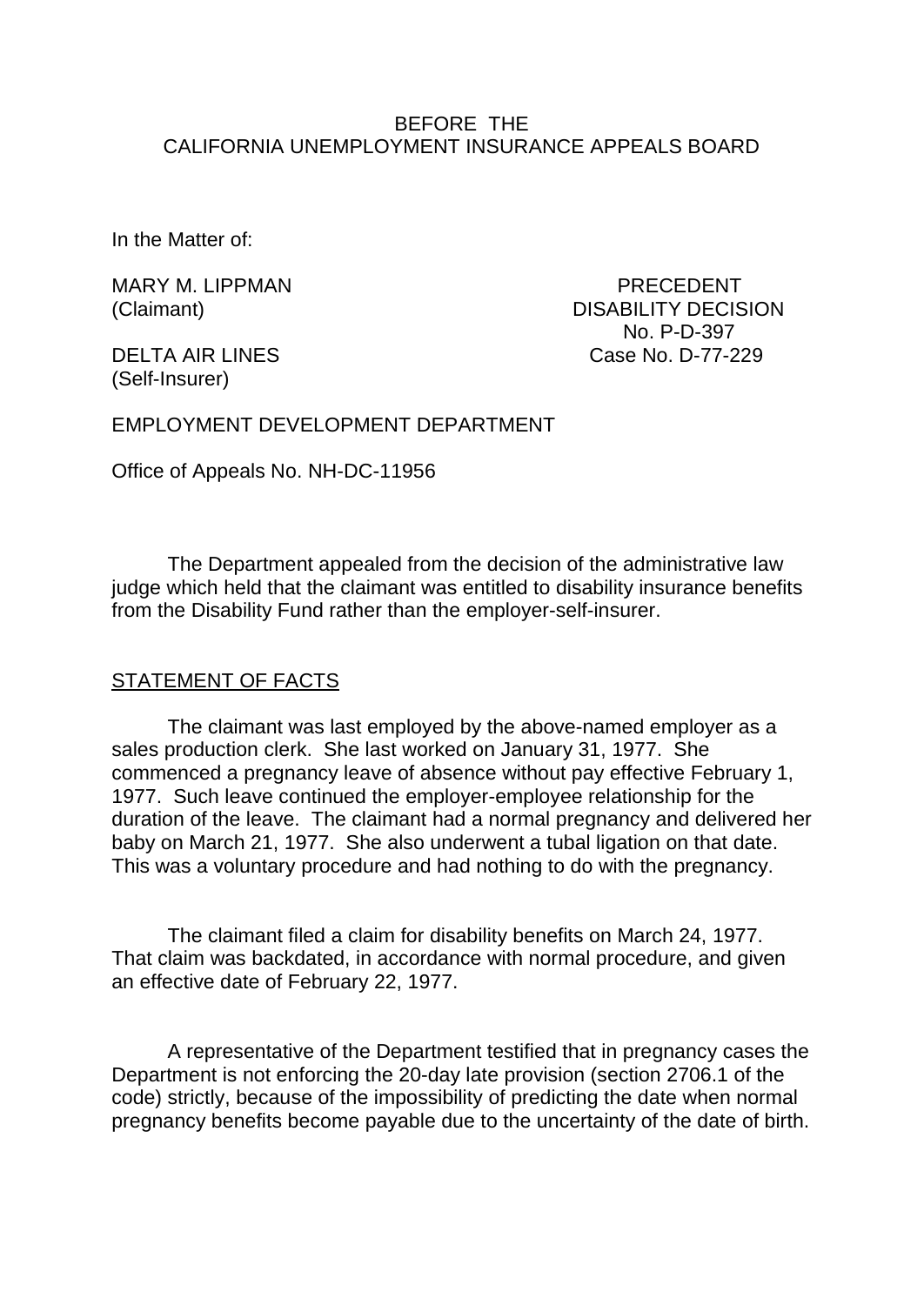BEFORE THE
CALIFORNIA UNEMPLOYMENT INSURANCE APPEALS BOARD

In the Matter of:

MARY M. LIPPMAN
(Claimant)

PRECEDENT
DISABILITY DECISION
No. P-D-397
Case No. D-77-229

DELTA AIR LINES
(Self-Insurer)

EMPLOYMENT DEVELOPMENT DEPARTMENT

Office of Appeals No. NH-DC-11956

The Department appealed from the decision of the administrative law judge which held that the claimant was entitled to disability insurance benefits from the Disability Fund rather than the employer-self-insurer.

<u>STATEMENT OF FACTS</u>

The claimant was last employed by the above-named employer as a sales production clerk. She last worked on January 31, 1977. She commenced a pregnancy leave of absence without pay effective February 1, 1977. Such leave continued the employer-employee relationship for the duration of the leave. The claimant had a normal pregnancy and delivered her baby on March 21, 1977. She also underwent a tubal ligation on that date. This was a voluntary procedure and had nothing to do with the pregnancy.

The claimant filed a claim for disability benefits on March 24, 1977. That claim was backdated, in accordance with normal procedure, and given an effective date of February 22, 1977.

A representative of the Department testified that in pregnancy cases the Department is not enforcing the 20-day late provision (section 2706.1 of the code) strictly, because of the impossibility of predicting the date when normal pregnancy benefits become payable due to the uncertainty of the date of birth.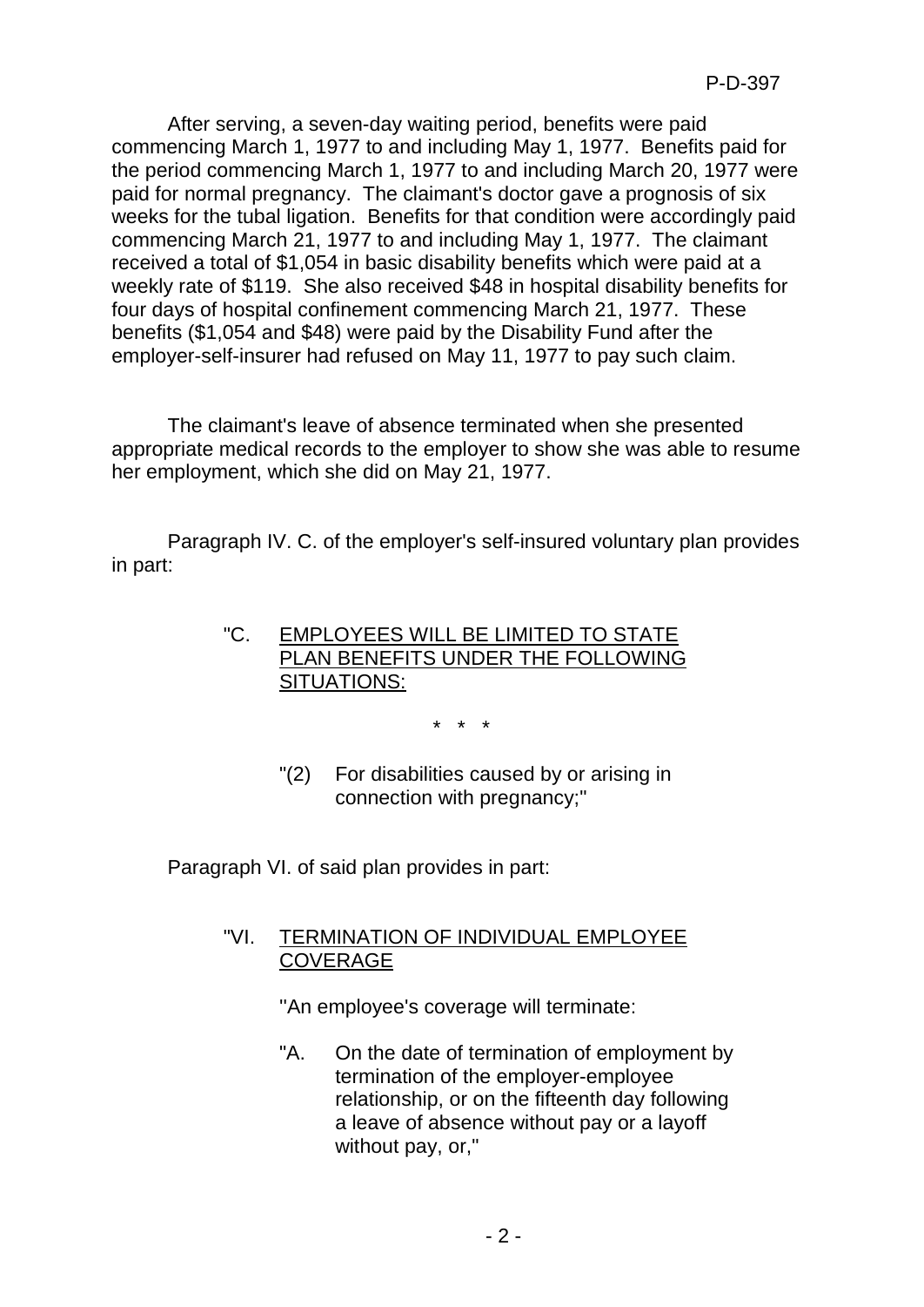After serving, a seven-day waiting period, benefits were paid commencing March 1, 1977 to and including May 1, 1977. Benefits paid for the period commencing March 1, 1977 to and including March 20, 1977 were paid for normal pregnancy. The claimant's doctor gave a prognosis of six weeks for the tubal ligation. Benefits for that condition were accordingly paid commencing March 21, 1977 to and including May 1, 1977. The claimant received a total of $1,054 in basic disability benefits which were paid at a weekly rate of $119. She also received $48 in hospital disability benefits for four days of hospital confinement commencing March 21, 1977. These benefits ($1,054 and $48) were paid by the Disability Fund after the employer-self-insurer had refused on May 11, 1977 to pay such claim.

The claimant's leave of absence terminated when she presented appropriate medical records to the employer to show she was able to resume her employment, which she did on May 21, 1977.

Paragraph IV. C. of the employer's self-insured voluntary plan provides in part:

> "C. <u>EMPLOYEES WILL BE LIMITED TO STATE PLAN BENEFITS UNDER THE FOLLOWING SITUATIONS:</u>
>
> \* \* \*
>
> "(2) For disabilities caused by or arising in connection with pregnancy;"

Paragraph VI. of said plan provides in part:

> "VI. <u>TERMINATION OF INDIVIDUAL EMPLOYEE COVERAGE</u>
>
> "An employee's coverage will terminate:
>
> "A. On the date of termination of employment by termination of the employer-employee relationship, or on the fifteenth day following a leave of absence without pay or a layoff without pay, or,"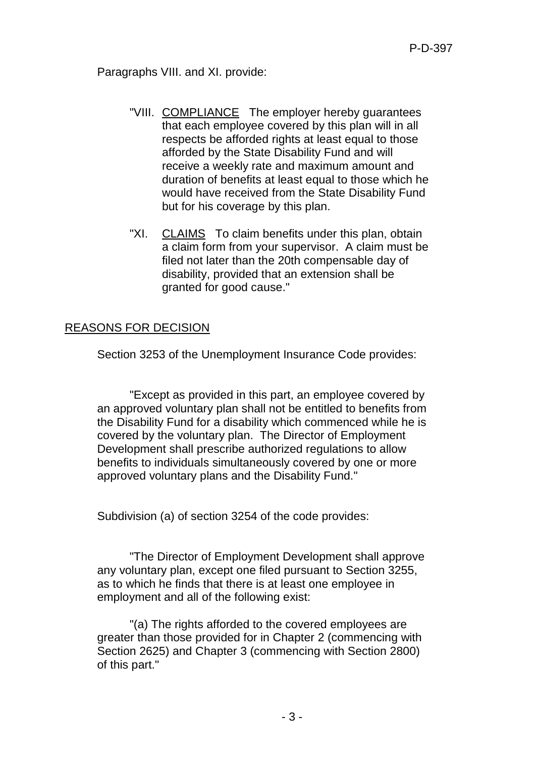Paragraphs VIII. and XI. provide:

> "VIII. <u>COMPLIANCE</u> The employer hereby guarantees that each employee covered by this plan will in all respects be afforded rights at least equal to those afforded by the State Disability Fund and will receive a weekly rate and maximum amount and duration of benefits at least equal to those which he would have received from the State Disability Fund but for his coverage by this plan.
>
> "XI. <u>CLAIMS</u> To claim benefits under this plan, obtain a claim form from your supervisor. A claim must be filed not later than the 20th compensable day of disability, provided that an extension shall be granted for good cause."

## REASONS FOR DECISION

Section 3253 of the Unemployment Insurance Code provides:

> "Except as provided in this part, an employee covered by an approved voluntary plan shall not be entitled to benefits from the Disability Fund for a disability which commenced while he is covered by the voluntary plan. The Director of Employment Development shall prescribe authorized regulations to allow benefits to individuals simultaneously covered by one or more approved voluntary plans and the Disability Fund."

Subdivision (a) of section 3254 of the code provides:

> "The Director of Employment Development shall approve any voluntary plan, except one filed pursuant to Section 3255, as to which he finds that there is at least one employee in employment and all of the following exist:
>
> "(a) The rights afforded to the covered employees are greater than those provided for in Chapter 2 (commencing with Section 2625) and Chapter 3 (commencing with Section 2800) of this part."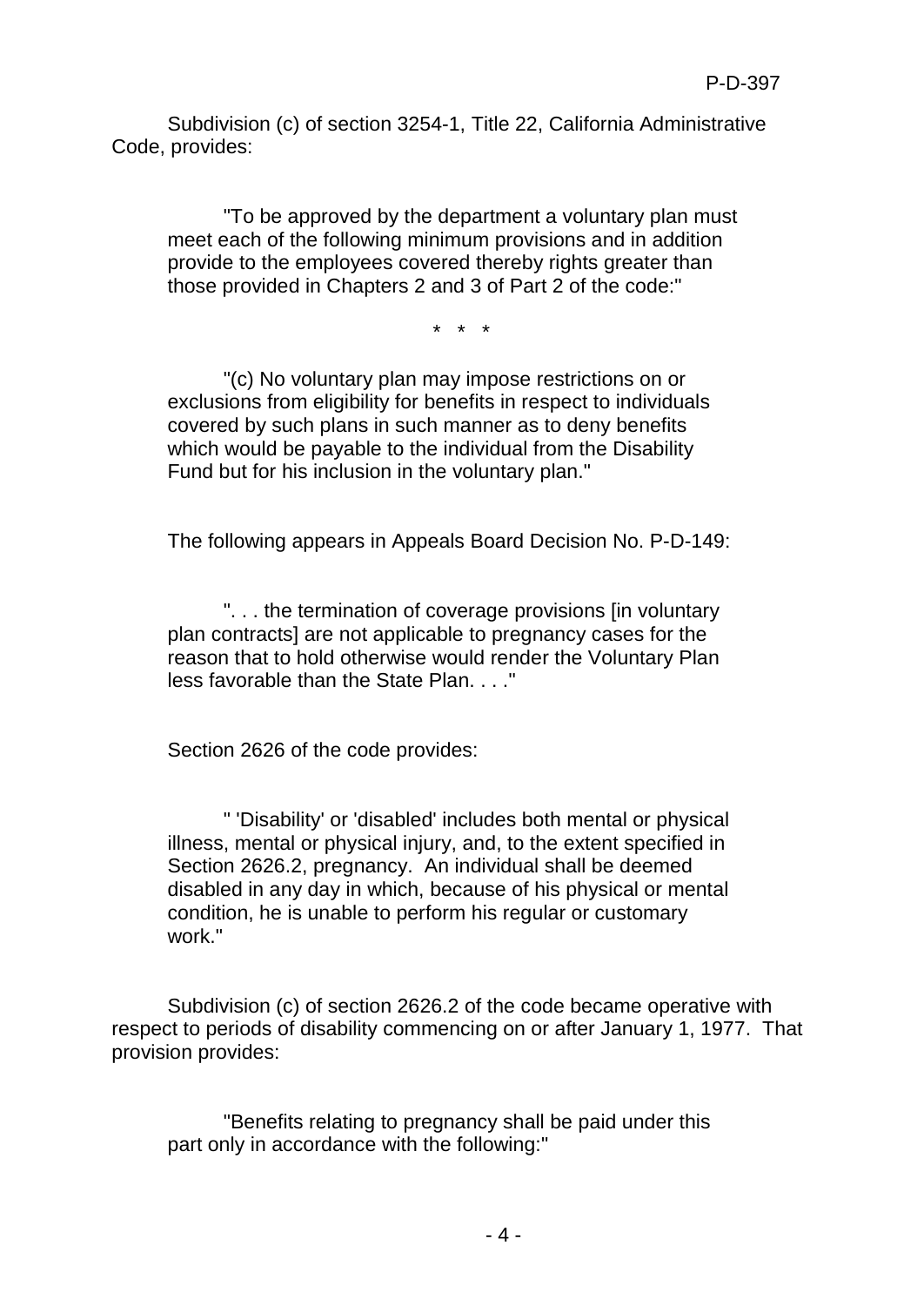Subdivision (c) of section 3254-1, Title 22, California Administrative Code, provides:

> "To be approved by the department a voluntary plan must meet each of the following minimum provisions and in addition provide to the employees covered thereby rights greater than those provided in Chapters 2 and 3 of Part 2 of the code:"
>
> \* \* \*
>
> "(c) No voluntary plan may impose restrictions on or exclusions from eligibility for benefits in respect to individuals covered by such plans in such manner as to deny benefits which would be payable to the individual from the Disability Fund but for his inclusion in the voluntary plan."

The following appears in Appeals Board Decision No. P-D-149:

> ". . . the termination of coverage provisions [in voluntary plan contracts] are not applicable to pregnancy cases for the reason that to hold otherwise would render the Voluntary Plan less favorable than the State Plan. . . ."

Section 2626 of the code provides:

> " 'Disability' or 'disabled' includes both mental or physical illness, mental or physical injury, and, to the extent specified in Section 2626.2, pregnancy. An individual shall be deemed disabled in any day in which, because of his physical or mental condition, he is unable to perform his regular or customary work."

Subdivision (c) of section 2626.2 of the code became operative with respect to periods of disability commencing on or after January 1, 1977. That provision provides:

> "Benefits relating to pregnancy shall be paid under this part only in accordance with the following:"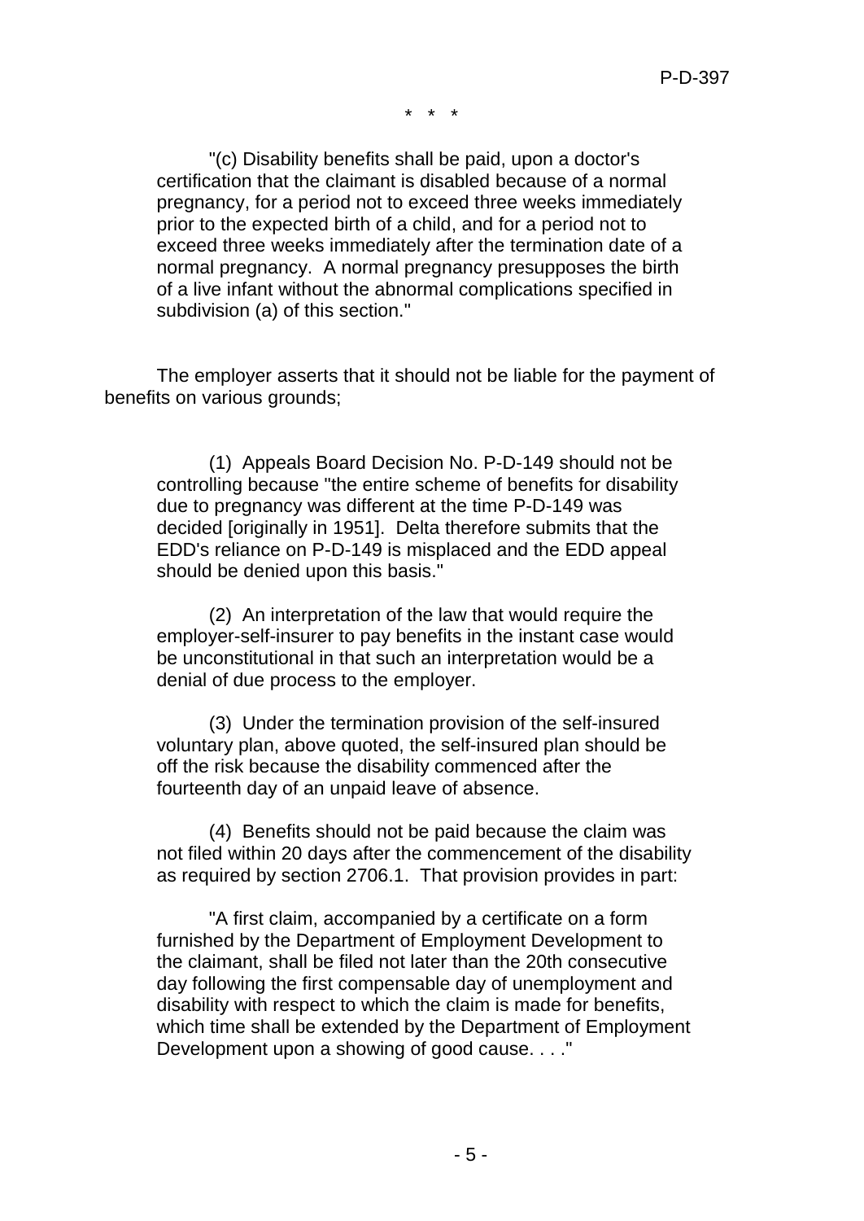\* \* \*

> "(c) Disability benefits shall be paid, upon a doctor's certification that the claimant is disabled because of a normal pregnancy, for a period not to exceed three weeks immediately prior to the expected birth of a child, and for a period not to exceed three weeks immediately after the termination date of a normal pregnancy. A normal pregnancy presupposes the birth of a live infant without the abnormal complications specified in subdivision (a) of this section."

The employer asserts that it should not be liable for the payment of benefits on various grounds;

> (1) Appeals Board Decision No. P-D-149 should not be controlling because "the entire scheme of benefits for disability due to pregnancy was different at the time P-D-149 was decided [originally in 1951]. Delta therefore submits that the EDD's reliance on P-D-149 is misplaced and the EDD appeal should be denied upon this basis."
>
> (2) An interpretation of the law that would require the employer-self-insurer to pay benefits in the instant case would be unconstitutional in that such an interpretation would be a denial of due process to the employer.
>
> (3) Under the termination provision of the self-insured voluntary plan, above quoted, the self-insured plan should be off the risk because the disability commenced after the fourteenth day of an unpaid leave of absence.
>
> (4) Benefits should not be paid because the claim was not filed within 20 days after the commencement of the disability as required by section 2706.1. That provision provides in part:
>
> "A first claim, accompanied by a certificate on a form furnished by the Department of Employment Development to the claimant, shall be filed not later than the 20th consecutive day following the first compensable day of unemployment and disability with respect to which the claim is made for benefits, which time shall be extended by the Department of Employment Development upon a showing of good cause. . . ."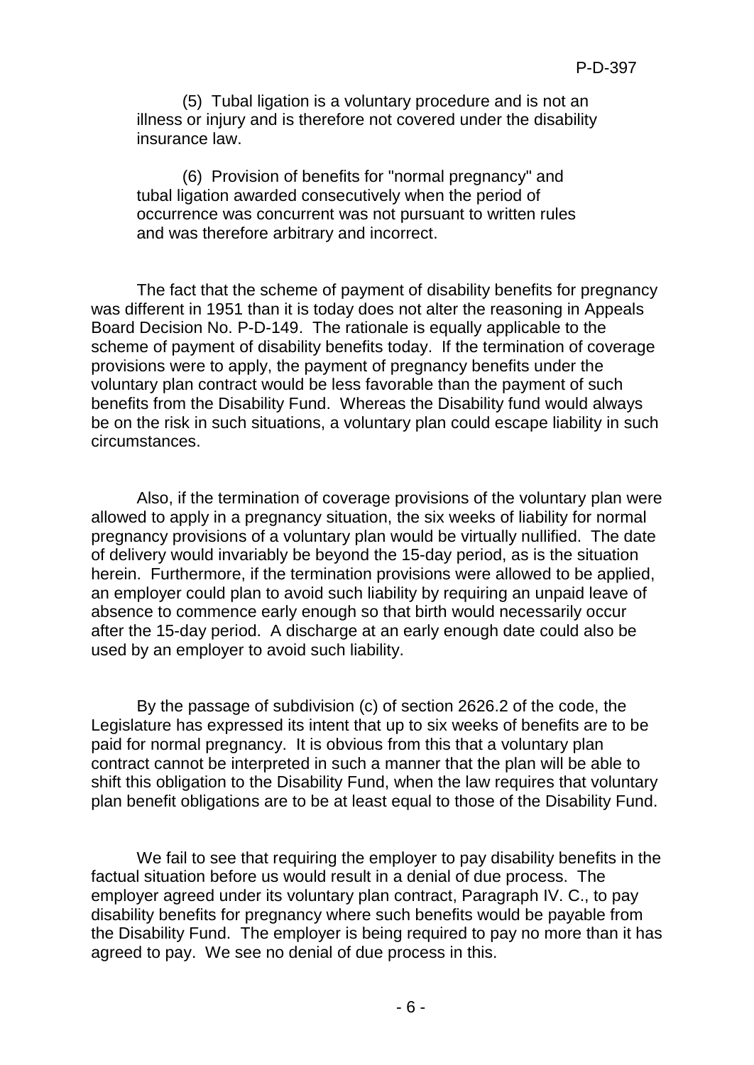(5) Tubal ligation is a voluntary procedure and is not an illness or injury and is therefore not covered under the disability insurance law.

(6) Provision of benefits for "normal pregnancy" and tubal ligation awarded consecutively when the period of occurrence was concurrent was not pursuant to written rules and was therefore arbitrary and incorrect.

The fact that the scheme of payment of disability benefits for pregnancy was different in 1951 than it is today does not alter the reasoning in Appeals Board Decision No. P-D-149. The rationale is equally applicable to the scheme of payment of disability benefits today. If the termination of coverage provisions were to apply, the payment of pregnancy benefits under the voluntary plan contract would be less favorable than the payment of such benefits from the Disability Fund. Whereas the Disability fund would always be on the risk in such situations, a voluntary plan could escape liability in such circumstances.

Also, if the termination of coverage provisions of the voluntary plan were allowed to apply in a pregnancy situation, the six weeks of liability for normal pregnancy provisions of a voluntary plan would be virtually nullified. The date of delivery would invariably be beyond the 15-day period, as is the situation herein. Furthermore, if the termination provisions were allowed to be applied, an employer could plan to avoid such liability by requiring an unpaid leave of absence to commence early enough so that birth would necessarily occur after the 15-day period. A discharge at an early enough date could also be used by an employer to avoid such liability.

By the passage of subdivision (c) of section 2626.2 of the code, the Legislature has expressed its intent that up to six weeks of benefits are to be paid for normal pregnancy. It is obvious from this that a voluntary plan contract cannot be interpreted in such a manner that the plan will be able to shift this obligation to the Disability Fund, when the law requires that voluntary plan benefit obligations are to be at least equal to those of the Disability Fund.

We fail to see that requiring the employer to pay disability benefits in the factual situation before us would result in a denial of due process. The employer agreed under its voluntary plan contract, Paragraph IV. C., to pay disability benefits for pregnancy where such benefits would be payable from the Disability Fund. The employer is being required to pay no more than it has agreed to pay. We see no denial of due process in this.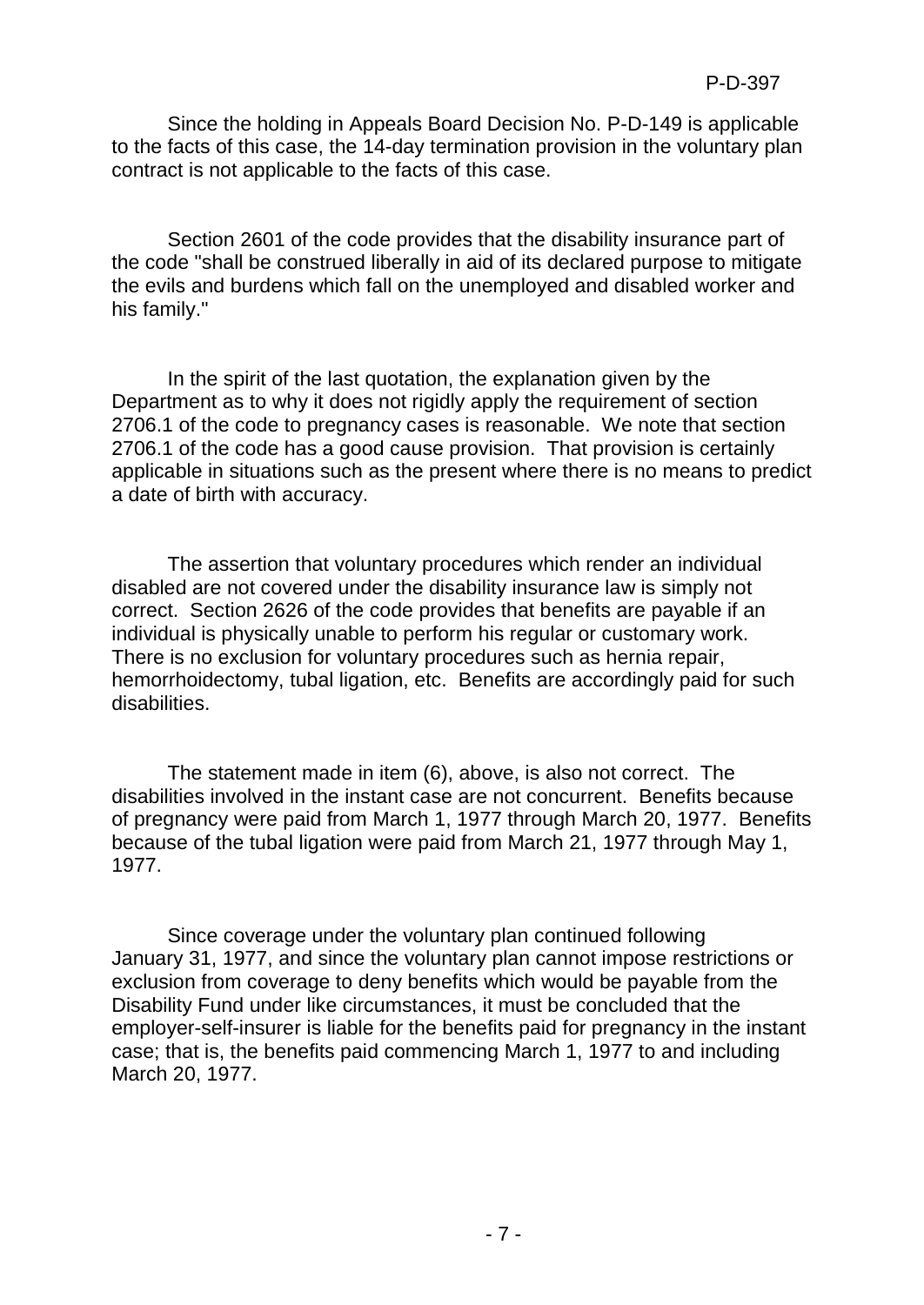Since the holding in Appeals Board Decision No. P-D-149 is applicable to the facts of this case, the 14-day termination provision in the voluntary plan contract is not applicable to the facts of this case.

Section 2601 of the code provides that the disability insurance part of the code "shall be construed liberally in aid of its declared purpose to mitigate the evils and burdens which fall on the unemployed and disabled worker and his family."

In the spirit of the last quotation, the explanation given by the Department as to why it does not rigidly apply the requirement of section 2706.1 of the code to pregnancy cases is reasonable. We note that section 2706.1 of the code has a good cause provision. That provision is certainly applicable in situations such as the present where there is no means to predict a date of birth with accuracy.

The assertion that voluntary procedures which render an individual disabled are not covered under the disability insurance law is simply not correct. Section 2626 of the code provides that benefits are payable if an individual is physically unable to perform his regular or customary work. There is no exclusion for voluntary procedures such as hernia repair, hemorrhoidectomy, tubal ligation, etc. Benefits are accordingly paid for such disabilities.

The statement made in item (6), above, is also not correct. The disabilities involved in the instant case are not concurrent. Benefits because of pregnancy were paid from March 1, 1977 through March 20, 1977. Benefits because of the tubal ligation were paid from March 21, 1977 through May 1, 1977.

Since coverage under the voluntary plan continued following January 31, 1977, and since the voluntary plan cannot impose restrictions or exclusion from coverage to deny benefits which would be payable from the Disability Fund under like circumstances, it must be concluded that the employer-self-insurer is liable for the benefits paid for pregnancy in the instant case; that is, the benefits paid commencing March 1, 1977 to and including March 20, 1977.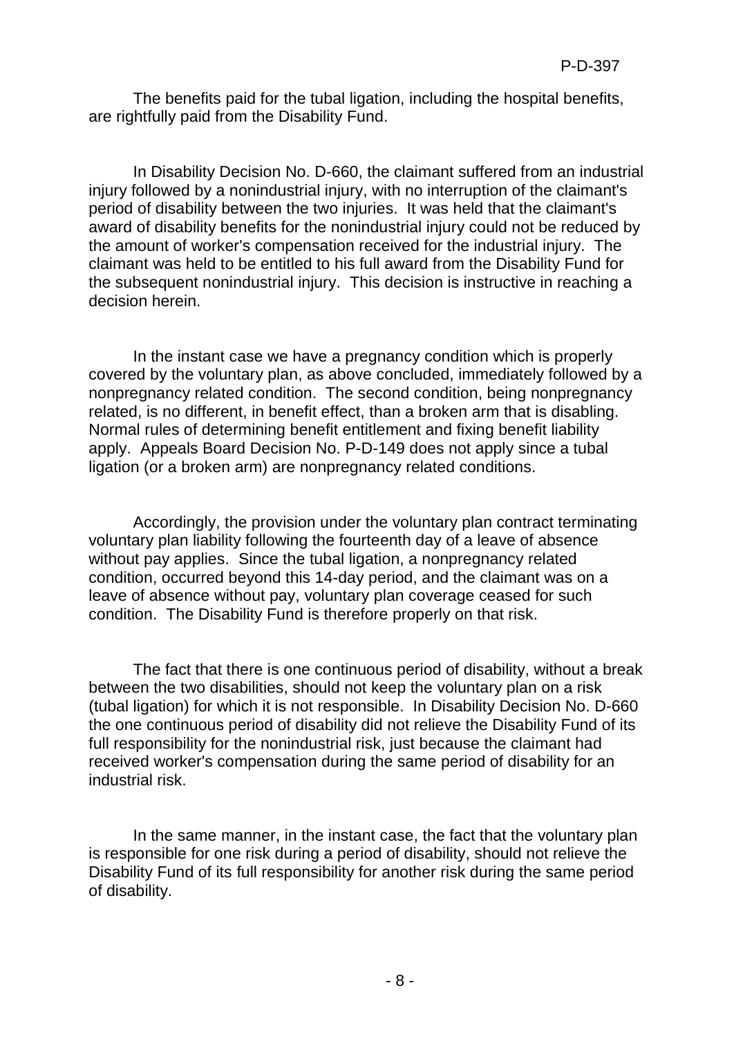The benefits paid for the tubal ligation, including the hospital benefits, are rightfully paid from the Disability Fund.

In Disability Decision No. D-660, the claimant suffered from an industrial injury followed by a nonindustrial injury, with no interruption of the claimant's period of disability between the two injuries. It was held that the claimant's award of disability benefits for the nonindustrial injury could not be reduced by the amount of worker's compensation received for the industrial injury. The claimant was held to be entitled to his full award from the Disability Fund for the subsequent nonindustrial injury. This decision is instructive in reaching a decision herein.

In the instant case we have a pregnancy condition which is properly covered by the voluntary plan, as above concluded, immediately followed by a nonpregnancy related condition. The second condition, being nonpregnancy related, is no different, in benefit effect, than a broken arm that is disabling. Normal rules of determining benefit entitlement and fixing benefit liability apply. Appeals Board Decision No. P-D-149 does not apply since a tubal ligation (or a broken arm) are nonpregnancy related conditions.

Accordingly, the provision under the voluntary plan contract terminating voluntary plan liability following the fourteenth day of a leave of absence without pay applies. Since the tubal ligation, a nonpregnancy related condition, occurred beyond this 14-day period, and the claimant was on a leave of absence without pay, voluntary plan coverage ceased for such condition. The Disability Fund is therefore properly on that risk.

The fact that there is one continuous period of disability, without a break between the two disabilities, should not keep the voluntary plan on a risk (tubal ligation) for which it is not responsible. In Disability Decision No. D-660 the one continuous period of disability did not relieve the Disability Fund of its full responsibility for the nonindustrial risk, just because the claimant had received worker's compensation during the same period of disability for an industrial risk.

In the same manner, in the instant case, the fact that the voluntary plan is responsible for one risk during a period of disability, should not relieve the Disability Fund of its full responsibility for another risk during the same period of disability.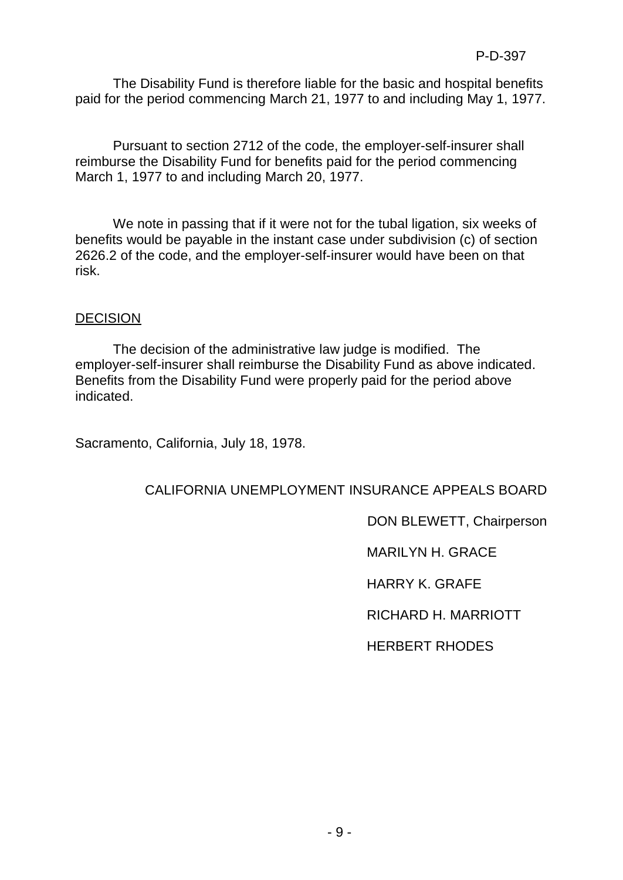The Disability Fund is therefore liable for the basic and hospital benefits paid for the period commencing March 21, 1977 to and including May 1, 1977.

Pursuant to section 2712 of the code, the employer-self-insurer shall reimburse the Disability Fund for benefits paid for the period commencing March 1, 1977 to and including March 20, 1977.

We note in passing that if it were not for the tubal ligation, six weeks of benefits would be payable in the instant case under subdivision (c) of section 2626.2 of the code, and the employer-self-insurer would have been on that risk.

## DECISION

The decision of the administrative law judge is modified. The employer-self-insurer shall reimburse the Disability Fund as above indicated. Benefits from the Disability Fund were properly paid for the period above indicated.

Sacramento, California, July 18, 1978.

CALIFORNIA UNEMPLOYMENT INSURANCE APPEALS BOARD

DON BLEWETT, Chairperson

MARILYN H. GRACE

HARRY K. GRAFE

RICHARD H. MARRIOTT

HERBERT RHODES